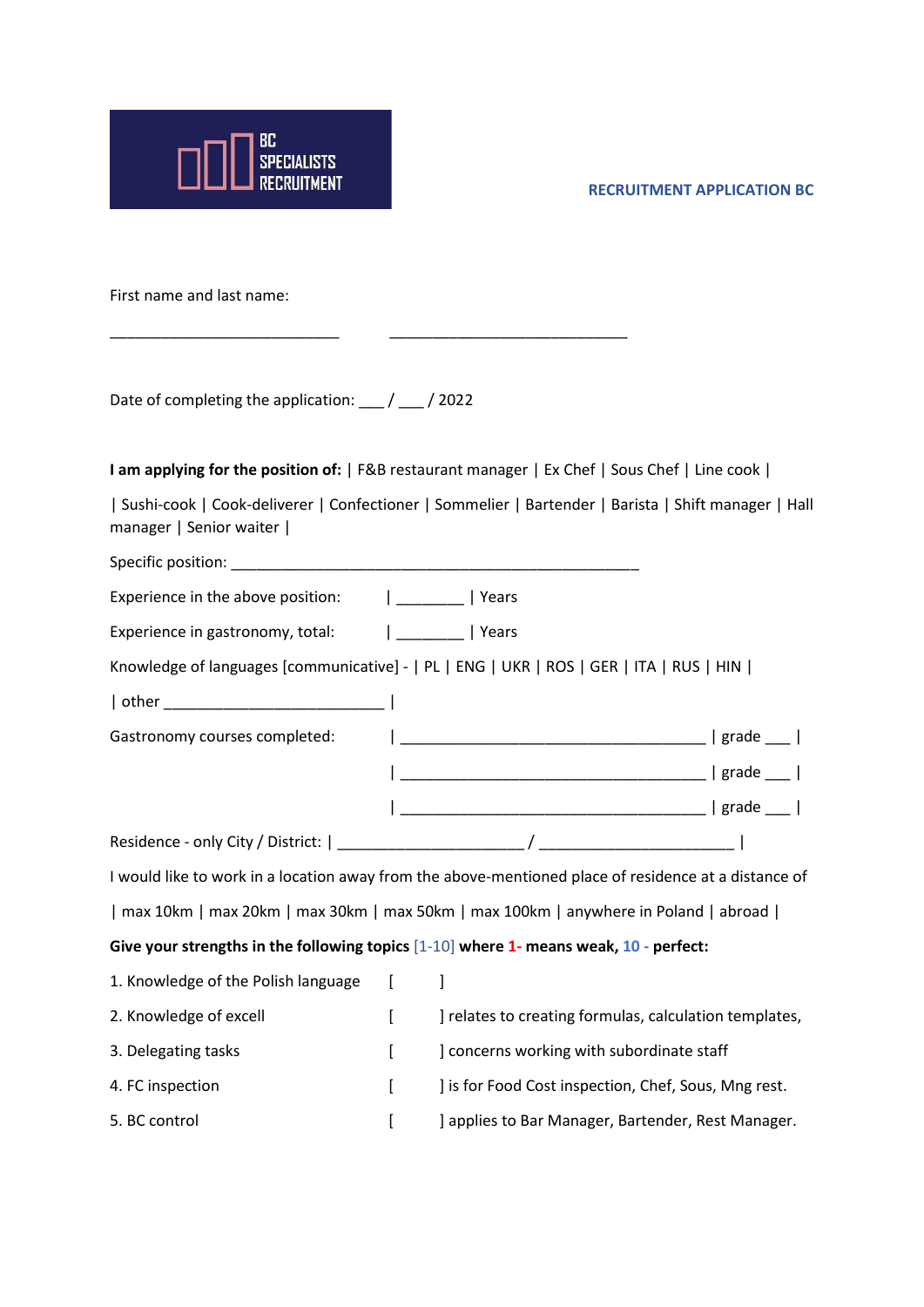BC SPECIALISTS RECRUITMENT

**RECRUITMENT APPLICATION BC**

First name and last name:

___________________________ ____________________________

Date of completing the application: ___ / ___ / 2022

**I am applying for the position of:** | F&B restaurant manager | Ex Chef | Sous Chef | Line cook |

| Sushi-cook | Cook-deliverer | Confectioner | Sommelier | Bartender | Barista | Shift manager | Hall manager | Senior waiter |

Specific position: __________________________________________________

Experience in the above position: | ________ | Years

Experience in gastronomy, total: | ________ | Years

Knowledge of languages [communicative] - | PL | ENG | UKR | ROS | GER | ITA | RUS | HIN |

| other __________________________ |

Gastronomy courses completed: | ____________________________________ | grade ___ |

| ____________________________________ | grade ___ |

| ____________________________________ | grade ___ |

Residence - only City / District: | ______________________ / _______________________ |

I would like to work in a location away from the above-mentioned place of residence at a distance of

| max 10km | max 20km | max 30km | max 50km | max 100km | anywhere in Poland | abroad |

**Give your strengths in the following topics** [1-10] **where** 1- **means weak,** 10 - **perfect:**

1. Knowledge of the Polish language [ ]
2. Knowledge of excell [ ] relates to creating formulas, calculation templates,
3. Delegating tasks [ ] concerns working with subordinate staff
4. FC inspection [ ] is for Food Cost inspection, Chef, Sous, Mng rest.
5. BC control [ ] applies to Bar Manager, Bartender, Rest Manager.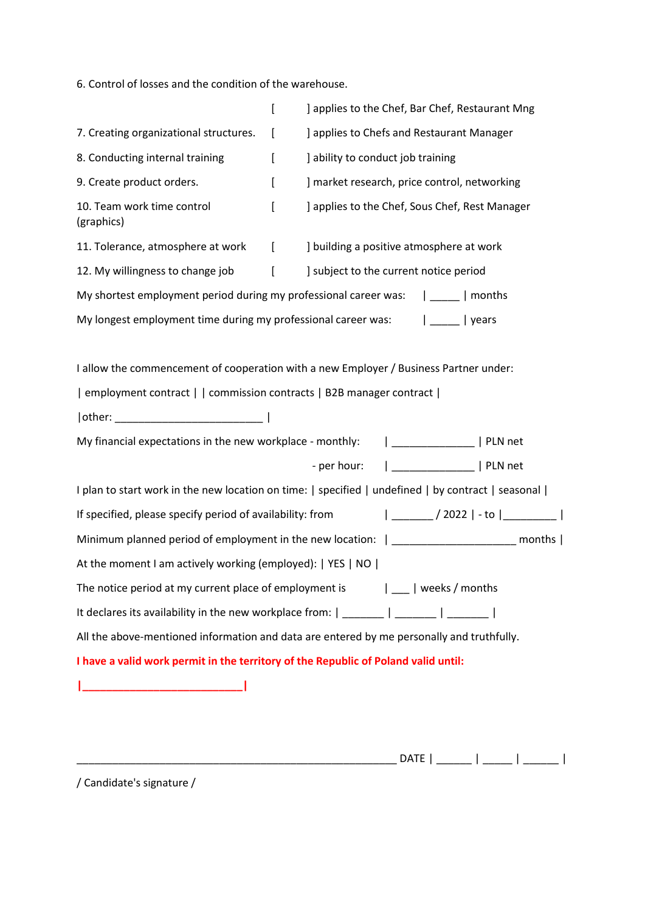6. Control of losses and the condition of the warehouse.

[ ] applies to the Chef, Bar Chef, Restaurant Mng

7. Creating organizational structures. [ ] applies to Chefs and Restaurant Manager

8. Conducting internal training [ ] ability to conduct job training

9. Create product orders. [ ] market research, price control, networking

10. Team work time control (graphics) [ ] applies to the Chef, Sous Chef, Rest Manager

11. Tolerance, atmosphere at work [ ] building a positive atmosphere at work

12. My willingness to change job [ ] subject to the current notice period

My shortest employment period during my professional career was: | _____ | months

My longest employment time during my professional career was: | _____ | years

I allow the commencement of cooperation with a new Employer / Business Partner under:

| employment contract | | commission contracts | B2B manager contract |

|other: _________________________ |

My financial expectations in the new workplace - monthly: | ______________ | PLN net

- per hour: | ______________ | PLN net

I plan to start work in the new location on time: | specified | undefined | by contract | seasonal |

If specified, please specify period of availability: from | _______ / 2022 | - to |_________ |

Minimum planned period of employment in the new location: | _____________________ months |

At the moment I am actively working (employed): | YES | NO |

The notice period at my current place of employment is | ___ | weeks / months

It declares its availability in the new workplace from: | _______ | _______ | _______ |

All the above-mentioned information and data are entered by me personally and truthfully.

**I have a valid work permit in the territory of the Republic of Poland valid until:**

**|___________________________|**

_______________________________________________________ DATE | ______ | _____ | ______ |

/ Candidate's signature /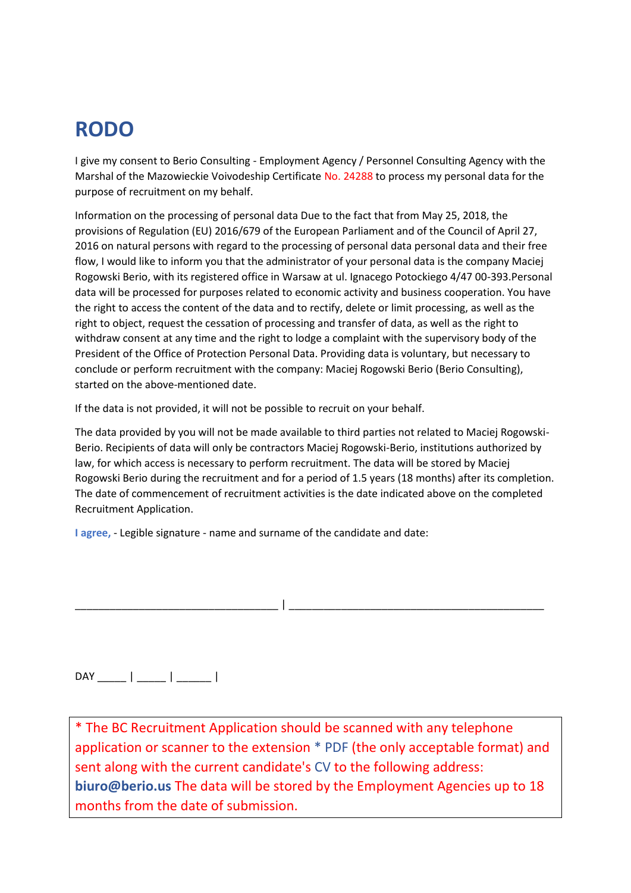# RODO

I give my consent to Berio Consulting - Employment Agency / Personnel Consulting Agency with the Marshal of the Mazowieckie Voivodeship Certificate No. 24288 to process my personal data for the purpose of recruitment on my behalf.

Information on the processing of personal data Due to the fact that from May 25, 2018, the provisions of Regulation (EU) 2016/679 of the European Parliament and of the Council of April 27, 2016 on natural persons with regard to the processing of personal data personal data and their free flow, I would like to inform you that the administrator of your personal data is the company Maciej Rogowski Berio, with its registered office in Warsaw at ul. Ignacego Potockiego 4/47 00-393.Personal data will be processed for purposes related to economic activity and business cooperation. You have the right to access the content of the data and to rectify, delete or limit processing, as well as the right to object, request the cessation of processing and transfer of data, as well as the right to withdraw consent at any time and the right to lodge a complaint with the supervisory body of the President of the Office of Protection Personal Data. Providing data is voluntary, but necessary to conclude or perform recruitment with the company: Maciej Rogowski Berio (Berio Consulting), started on the above-mentioned date.

If the data is not provided, it will not be possible to recruit on your behalf.

The data provided by you will not be made available to third parties not related to Maciej Rogowski-Berio. Recipients of data will only be contractors Maciej Rogowski-Berio, institutions authorized by law, for which access is necessary to perform recruitment. The data will be stored by Maciej Rogowski Berio during the recruitment and for a period of 1.5 years (18 months) after its completion. The date of commencement of recruitment activities is the date indicated above on the completed Recruitment Application.

**I agree,** - Legible signature - name and surname of the candidate and date:

___________________________________ | ____________________________________________

DAY _____ | _____ | ______ |

* The BC Recruitment Application should be scanned with any telephone application or scanner to the extension * PDF (the only acceptable format) and sent along with the current candidate's CV to the following address: **biuro@berio.us** The data will be stored by the Employment Agencies up to 18 months from the date of submission.